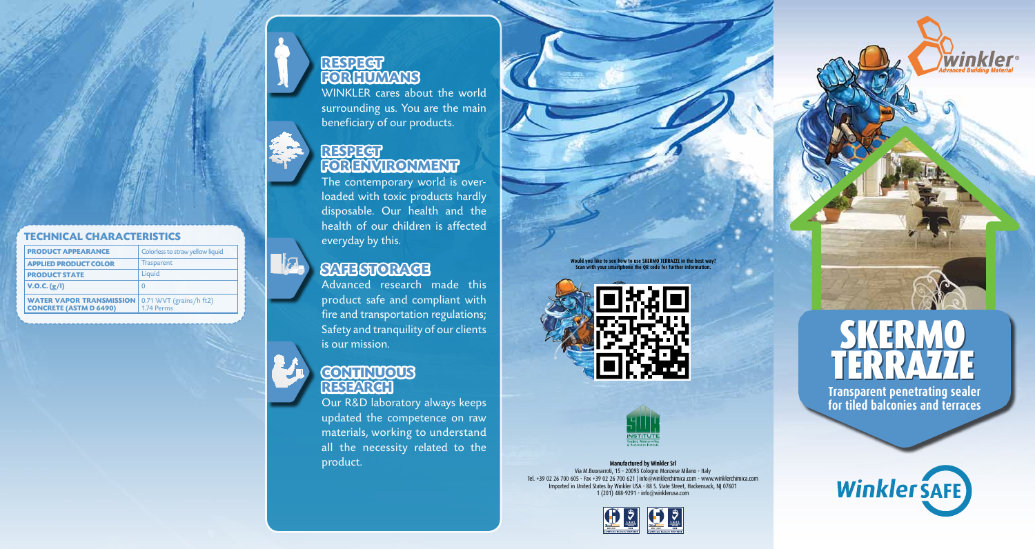## TECHNICAL CHARACTERISTICS

| PRODUCT APPEARANCE | Colorless to straw yellow liquid |
|---|---|
| APPLIED PRODUCT COLOR | Trasparent |
| PRODUCT STATE | Liquid |
| V.O.C. (g/l) | 0 |
| WATER VAPOR TRANSMISSION CONCRETE (ASTM D 6490) | 0.71 WVT (grains/h ft2) 1.74 Perms |

## RESPECT FOR HUMANS

WINKLER cares about the world surrounding us. You are the main beneficiary of our products.

## RESPECT FOR ENVIRONMENT

The contemporary world is overloaded with toxic products hardly disposable. Our health and the health of our children is affected everyday by this.

## SAFE STORAGE

Advanced research made this product safe and compliant with fire and transportation regulations; Safety and tranquility of our clients is our mission.

## CONTINUOUS RESEARCH

Our R&D laboratory always keeps updated the competence on raw materials, working to understand all the necessity related to the product.

**Would you like to see how to use SKERMO TERRAZZE in the best way? Scan with your smartphone the QR code for further information.**

**Manufactured by Winkler Srl**
Via M.Buonarroti, 15 - 20093 Cologno Monzese Milano - Italy
Tel. +39 02 26 700 605 - Fax +39 02 26 700 621 | info@winklerchimica.com - www.winklerchimica.com
Imported in United States by Winkler USA - 88 S. State Street, Hackensack, NJ 07601
1 (201) 488-9291 - info@winklerusa.com

winkler® Advanced Building Material

# SKERMO TERRAZZE

**Transparent penetrating sealer for tiled balconies and terraces**

Winkler SAFE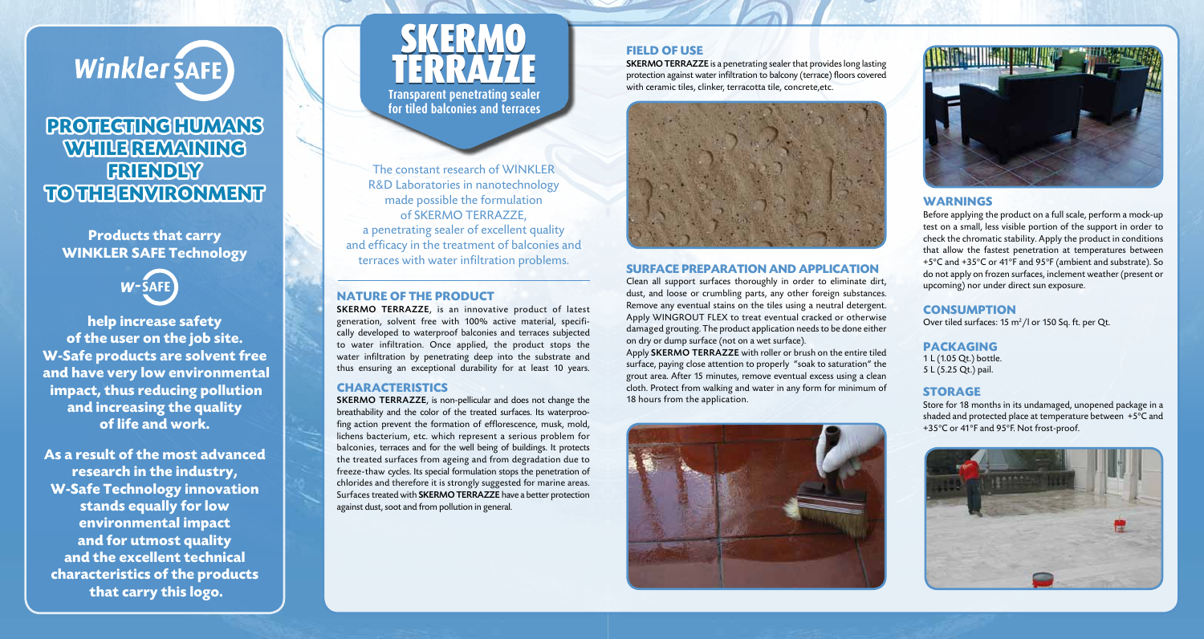# Winkler SAFE

## PROTECTING HUMANS WHILE REMAINING FRIENDLY TO THE ENVIRONMENT

**Products that carry WINKLER SAFE Technology**

W-SAFE

**help increase safety of the user on the job site. W-Safe products are solvent free and have very low environmental impact, thus reducing pollution and increasing the quality of life and work.**

**As a result of the most advanced research in the industry, W-Safe Technology innovation stands equally for low environmental impact and for utmost quality and the excellent technical characteristics of the products that carry this logo.**

# SKERMO TERRAZZE

**Transparent penetrating sealer for tiled balconies and terraces**

The constant research of WINKLER R&D Laboratories in nanotechnology made possible the formulation of SKERMO TERRAZZE, a penetrating sealer of excellent quality and efficacy in the treatment of balconies and terraces with water infiltration problems.

## NATURE OF THE PRODUCT

**SKERMO TERRAZZE**, is an innovative product of latest generation, solvent free with 100% active material, specifically developed to waterproof balconies and terraces subjected to water infiltration. Once applied, the product stops the water infiltration by penetrating deep into the substrate and thus ensuring an exceptional durability for at least 10 years.

## CHARACTERISTICS

**SKERMO TERRAZZE**, is non-pellicular and does not change the breathability and the color of the treated surfaces. Its waterproofing action prevent the formation of efflorescence, musk, mold, lichens bacterium, etc. which represent a serious problem for balconies, terraces and for the well being of buildings. It protects the treated surfaces from ageing and from degradation due to freeze-thaw cycles. Its special formulation stops the penetration of chlorides and therefore it is strongly suggested for marine areas. Surfaces treated with **SKERMO TERRAZZE** have a better protection against dust, soot and from pollution in general.

## FIELD OF USE

**SKERMO TERRAZZE** is a penetrating sealer that provides long lasting protection against water infiltration to balcony (terrace) floors covered with ceramic tiles, clinker, terracotta tile, concrete,etc.

## SURFACE PREPARATION AND APPLICATION

Clean all support surfaces thoroughly in order to eliminate dirt, dust, and loose or crumbling parts, any other foreign substances. Remove any eventual stains on the tiles using a neutral detergent. Apply WINGROUT FLEX to treat eventual cracked or otherwise damaged grouting. The product application needs to be done either on dry or dump surface (not on a wet surface).

Apply **SKERMO TERRAZZE** with roller or brush on the entire tiled surface, paying close attention to properly "soak to saturation" the grout area. After 15 minutes, remove eventual excess using a clean cloth. Protect from walking and water in any form for minimum of 18 hours from the application.

## WARNINGS

Before applying the product on a full scale, perform a mock-up test on a small, less visible portion of the support in order to check the chromatic stability. Apply the product in conditions that allow the fastest penetration at temperatures between +5°C and +35°C or 41°F and 95°F (ambient and substrate). So do not apply on frozen surfaces, inclement weather (present or upcoming) nor under direct sun exposure.

## CONSUMPTION

Over tiled surfaces: 15 m²/l or 150 Sq. ft. per Qt.

## PACKAGING

1 L (1.05 Qt.) bottle.
5 L (5.25 Qt.) pail.

## STORAGE

Store for 18 months in its undamaged, unopened package in a shaded and protected place at temperature between +5°C and +35°C or 41°F and 95°F. Not frost-proof.